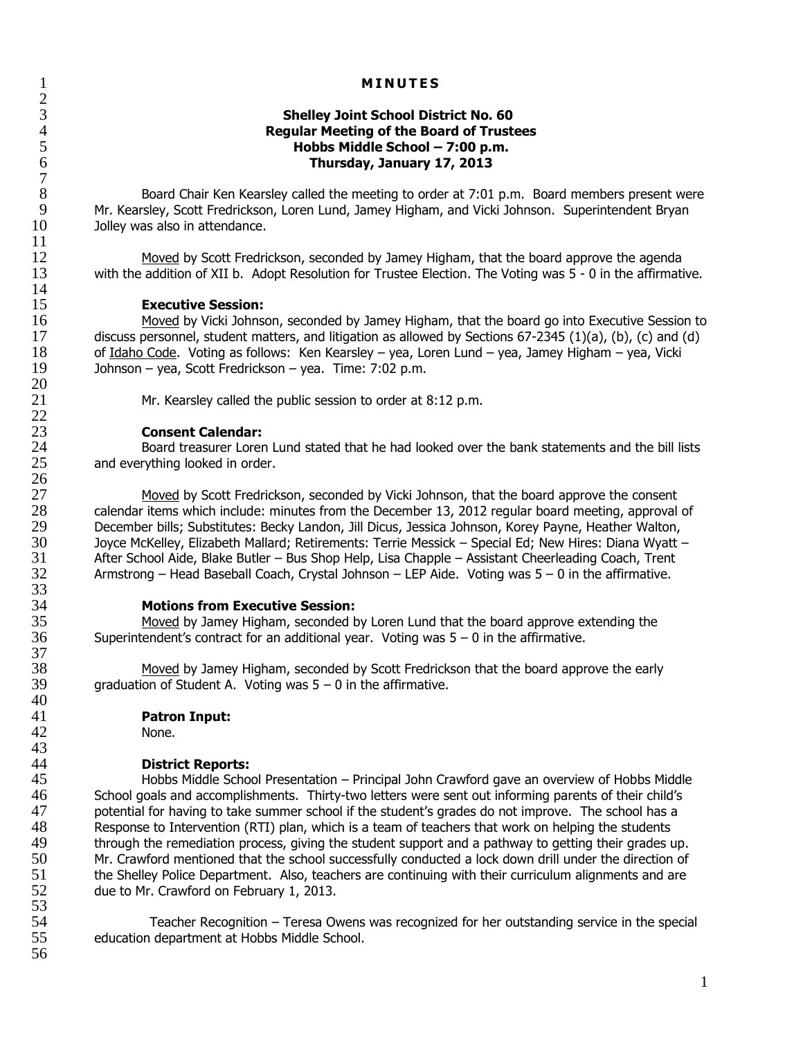**MINUTES**

**Shelley Joint School District No. 60**
**Regular Meeting of the Board of Trustees**
**Hobbs Middle School – 7:00 p.m.**
**Thursday, January 17, 2013**

Board Chair Ken Kearsley called the meeting to order at 7:01 p.m. Board members present were Mr. Kearsley, Scott Fredrickson, Loren Lund, Jamey Higham, and Vicki Johnson. Superintendent Bryan Jolley was also in attendance.

Moved by Scott Fredrickson, seconded by Jamey Higham, that the board approve the agenda with the addition of XII b. Adopt Resolution for Trustee Election. The Voting was 5 - 0 in the affirmative.

**Executive Session:**

Moved by Vicki Johnson, seconded by Jamey Higham, that the board go into Executive Session to discuss personnel, student matters, and litigation as allowed by Sections 67-2345 (1)(a), (b), (c) and (d) of Idaho Code. Voting as follows: Ken Kearsley – yea, Loren Lund – yea, Jamey Higham – yea, Vicki Johnson – yea, Scott Fredrickson – yea. Time: 7:02 p.m.

Mr. Kearsley called the public session to order at 8:12 p.m.

**Consent Calendar:**

Board treasurer Loren Lund stated that he had looked over the bank statements and the bill lists and everything looked in order.

Moved by Scott Fredrickson, seconded by Vicki Johnson, that the board approve the consent calendar items which include: minutes from the December 13, 2012 regular board meeting, approval of December bills; Substitutes: Becky Landon, Jill Dicus, Jessica Johnson, Korey Payne, Heather Walton, Joyce McKelley, Elizabeth Mallard; Retirements: Terrie Messick – Special Ed; New Hires: Diana Wyatt – After School Aide, Blake Butler – Bus Shop Help, Lisa Chapple – Assistant Cheerleading Coach, Trent Armstrong – Head Baseball Coach, Crystal Johnson – LEP Aide. Voting was 5 – 0 in the affirmative.

**Motions from Executive Session:**

Moved by Jamey Higham, seconded by Loren Lund that the board approve extending the Superintendent's contract for an additional year. Voting was 5 – 0 in the affirmative.

Moved by Jamey Higham, seconded by Scott Fredrickson that the board approve the early graduation of Student A. Voting was 5 – 0 in the affirmative.

**Patron Input:**

None.

**District Reports:**

Hobbs Middle School Presentation – Principal John Crawford gave an overview of Hobbs Middle School goals and accomplishments. Thirty-two letters were sent out informing parents of their child's potential for having to take summer school if the student's grades do not improve. The school has a Response to Intervention (RTI) plan, which is a team of teachers that work on helping the students through the remediation process, giving the student support and a pathway to getting their grades up. Mr. Crawford mentioned that the school successfully conducted a lock down drill under the direction of the Shelley Police Department. Also, teachers are continuing with their curriculum alignments and are due to Mr. Crawford on February 1, 2013.

Teacher Recognition – Teresa Owens was recognized for her outstanding service in the special education department at Hobbs Middle School.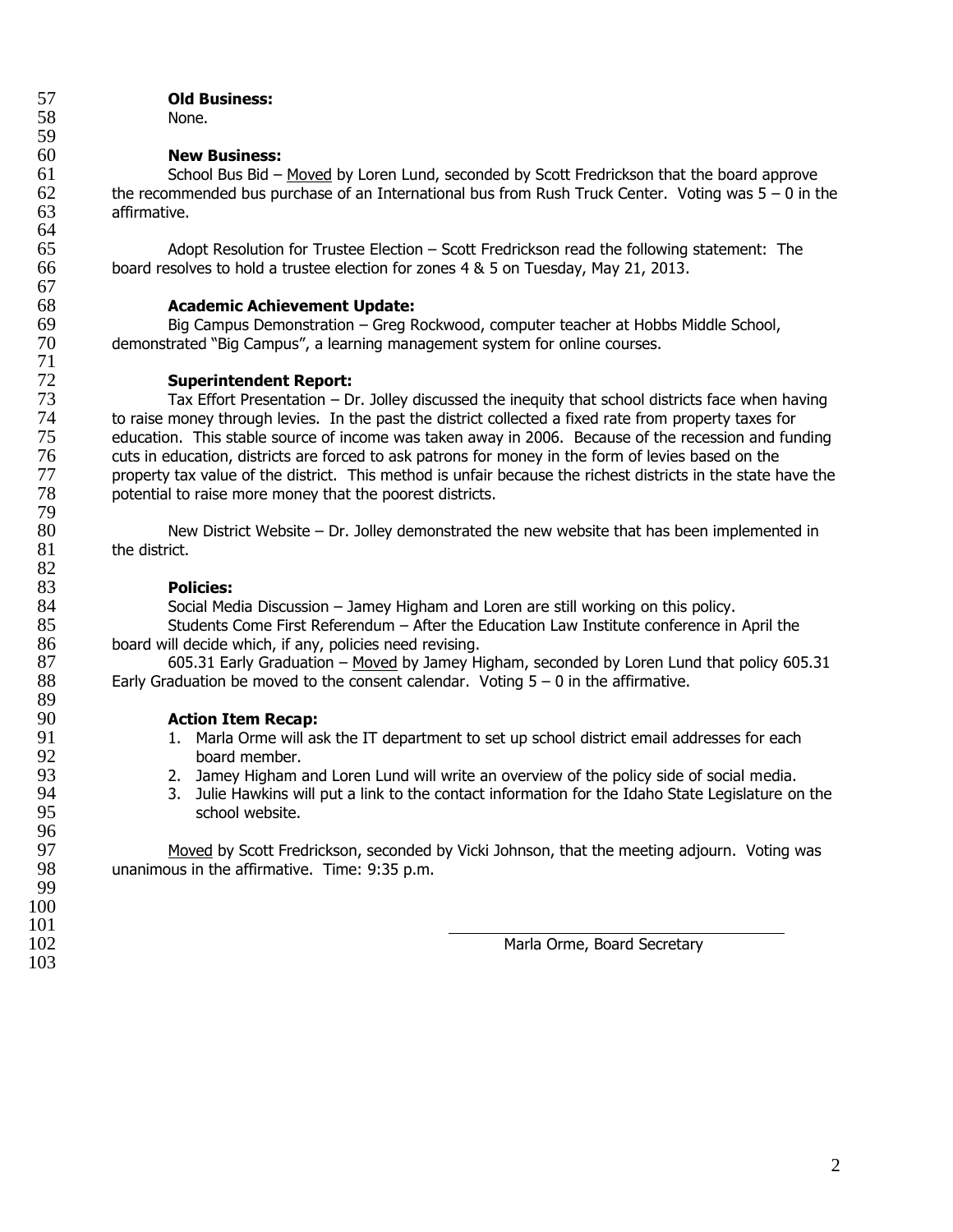**Old Business:**

None.

**New Business:**

School Bus Bid – Moved by Loren Lund, seconded by Scott Fredrickson that the board approve the recommended bus purchase of an International bus from Rush Truck Center. Voting was 5 – 0 in the affirmative.

Adopt Resolution for Trustee Election – Scott Fredrickson read the following statement: The board resolves to hold a trustee election for zones 4 & 5 on Tuesday, May 21, 2013.

**Academic Achievement Update:**

Big Campus Demonstration – Greg Rockwood, computer teacher at Hobbs Middle School, demonstrated "Big Campus", a learning management system for online courses.

**Superintendent Report:**

Tax Effort Presentation – Dr. Jolley discussed the inequity that school districts face when having to raise money through levies. In the past the district collected a fixed rate from property taxes for education. This stable source of income was taken away in 2006. Because of the recession and funding cuts in education, districts are forced to ask patrons for money in the form of levies based on the property tax value of the district. This method is unfair because the richest districts in the state have the potential to raise more money that the poorest districts.

New District Website – Dr. Jolley demonstrated the new website that has been implemented in the district.

**Policies:**

Social Media Discussion – Jamey Higham and Loren are still working on this policy.

Students Come First Referendum – After the Education Law Institute conference in April the board will decide which, if any, policies need revising.

605.31 Early Graduation – Moved by Jamey Higham, seconded by Loren Lund that policy 605.31 Early Graduation be moved to the consent calendar. Voting 5 – 0 in the affirmative.

**Action Item Recap:**

1. Marla Orme will ask the IT department to set up school district email addresses for each board member.
2. Jamey Higham and Loren Lund will write an overview of the policy side of social media.
3. Julie Hawkins will put a link to the contact information for the Idaho State Legislature on the school website.

Moved by Scott Fredrickson, seconded by Vicki Johnson, that the meeting adjourn. Voting was unanimous in the affirmative. Time: 9:35 p.m.

\_\_\_\_\_\_\_\_\_\_\_\_\_\_\_\_\_\_\_\_\_\_\_\_\_\_\_\_\_\_\_\_\_\_\_\_

Marla Orme, Board Secretary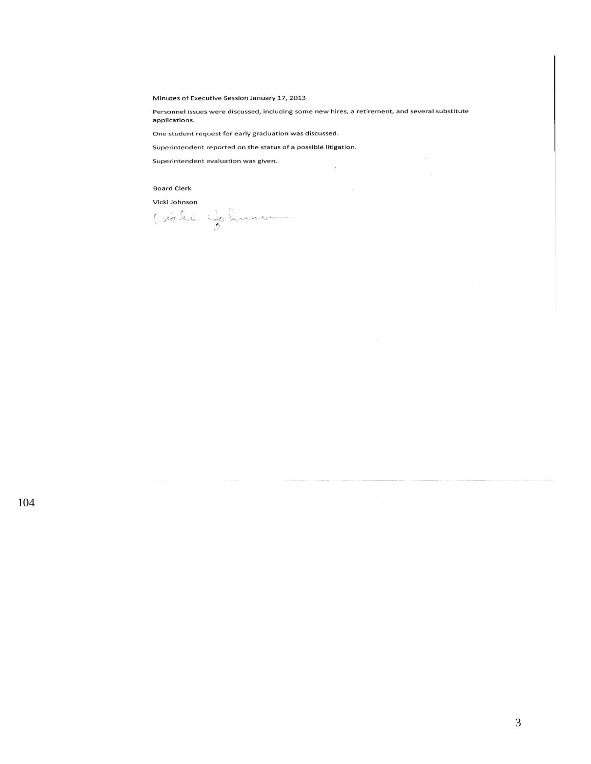Minutes of Executive Session January 17, 2013

Personnel issues were discussed, including some new hires, a retirement, and several substitute applications.

One student request for early graduation was discussed.

Superintendent reported on the status of a possible litigation.

Superintendent evaluation was given.

Board Clerk

Vicki Johnson